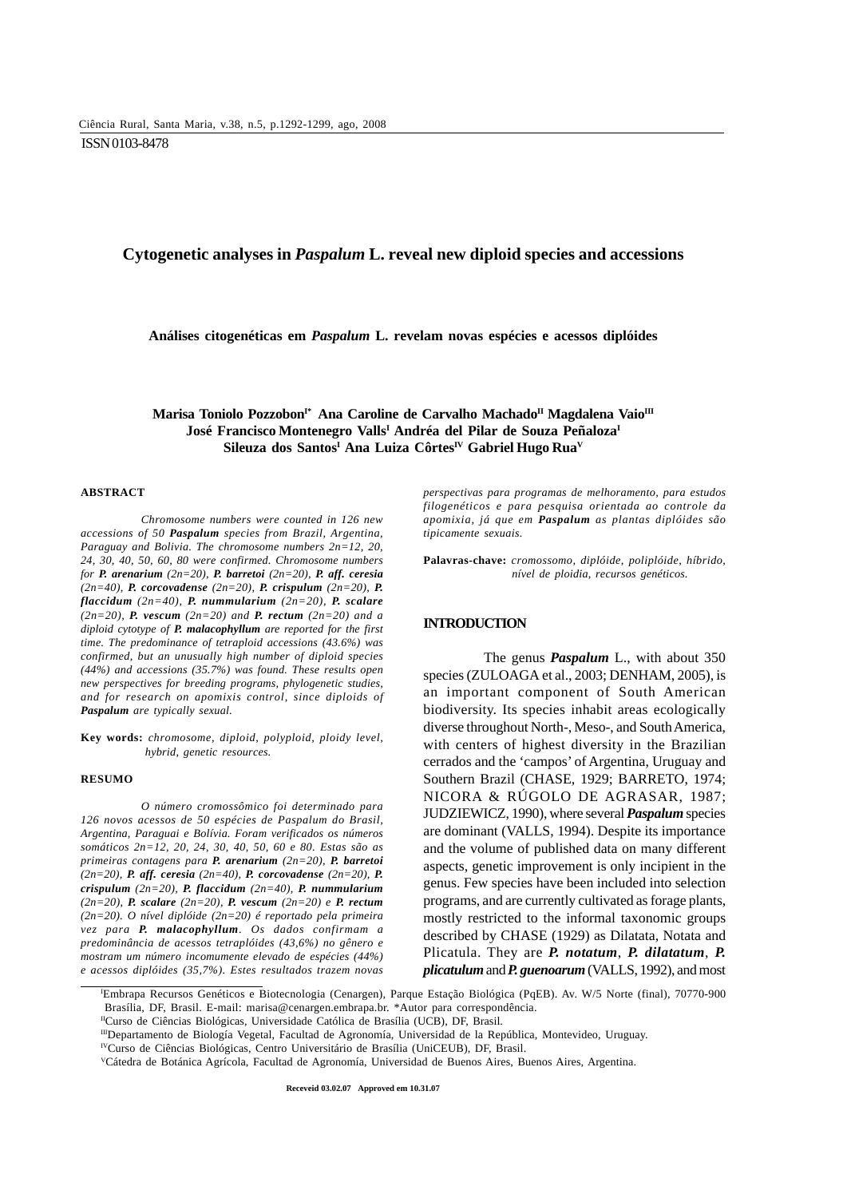ISSN 0103-8478

# Cytogenetic analyses in *Paspalum* L. reveal new diploid species and accessions

## Análises citogenéticas em *Paspalum* L. revelam novas espécies e acessos diplóides

**Marisa Toniolo Pozzobon[I*] Ana Caroline de Carvalho Machado[II] Magdalena Vaio[III] José Francisco Montenegro Valls[I] Andréa del Pilar de Souza Peñaloza[I] Sileuza dos Santos[I] Ana Luiza Côrtes[IV] Gabriel Hugo Rua[V]**

### ABSTRACT

*Chromosome numbers were counted in 126 new accessions of 50* ***Paspalum*** *species from Brazil, Argentina, Paraguay and Bolivia. The chromosome numbers 2n=12, 20, 24, 30, 40, 50, 60, 80 were confirmed. Chromosome numbers for* ***P. arenarium*** *(2n=20),* ***P. barretoi*** *(2n=20),* ***P. aff. ceresia*** *(2n=40),* ***P. corcovadense*** *(2n=20),* ***P. crispulum*** *(2n=20),* ***P. flaccidum*** *(2n=40),* ***P. nummularium*** *(2n=20),* ***P. scalare*** *(2n=20),* ***P. vescum*** *(2n=20) and* ***P. rectum*** *(2n=20) and a diploid cytotype of* ***P. malacophyllum*** *are reported for the first time. The predominance of tetraploid accessions (43.6%) was confirmed, but an unusually high number of diploid species (44%) and accessions (35.7%) was found. These results open new perspectives for breeding programs, phylogenetic studies, and for research on apomixis control, since diploids of* ***Paspalum*** *are typically sexual.*

**Key words:** *chromosome, diploid, polyploid, ploidy level, hybrid, genetic resources.*

### RESUMO

*O número cromossômico foi determinado para 126 novos acessos de 50 espécies de Paspalum do Brasil, Argentina, Paraguai e Bolívia. Foram verificados os números somáticos 2n=12, 20, 24, 30, 40, 50, 60 e 80. Estas são as primeiras contagens para* ***P. arenarium*** *(2n=20),* ***P. barretoi*** *(2n=20),* ***P. aff. ceresia*** *(2n=40),* ***P. corcovadense*** *(2n=20),* ***P. crispulum*** *(2n=20),* ***P. flaccidum*** *(2n=40),* ***P. nummularium*** *(2n=20),* ***P. scalare*** *(2n=20),* ***P. vescum*** *(2n=20) e* ***P. rectum*** *(2n=20). O nível diplóide (2n=20) é reportado pela primeira vez para* ***P. malacophyllum****. Os dados confirmam a predominância de acessos tetraplóides (43,6%) no gênero e mostram um número incomumente elevado de espécies (44%) e acessos diplóides (35,7%). Estes resultados trazem novas perspectivas para programas de melhoramento, para estudos filogenéticos e para pesquisa orientada ao controle da apomixia, já que em* ***Paspalum*** *as plantas diplóides são tipicamente sexuais.*

**Palavras-chave:** *cromossomo, diplóide, poliplóide, híbrido, nível de ploidia, recursos genéticos.*

## INTRODUCTION

The genus ***Paspalum*** L., with about 350 species (ZULOAGA et al., 2003; DENHAM, 2005), is an important component of South American biodiversity. Its species inhabit areas ecologically diverse throughout North-, Meso-, and South America, with centers of highest diversity in the Brazilian cerrados and the 'campos' of Argentina, Uruguay and Southern Brazil (CHASE, 1929; BARRETO, 1974; NICORA & RÚGOLO DE AGRASAR, 1987; JUDZIEWICZ, 1990), where several ***Paspalum*** species are dominant (VALLS, 1994). Despite its importance and the volume of published data on many different aspects, genetic improvement is only incipient in the genus. Few species have been included into selection programs, and are currently cultivated as forage plants, mostly restricted to the informal taxonomic groups described by CHASE (1929) as Dilatata, Notata and Plicatula. They are ***P. notatum***, ***P. dilatatum***, ***P. plicatulum*** and ***P. guenoarum*** (VALLS, 1992), and most

---

[I]Embrapa Recursos Genéticos e Biotecnologia (Cenargen), Parque Estação Biológica (PqEB). Av. W/5 Norte (final), 70770-900 Brasília, DF, Brasil. E-mail: marisa@cenargen.embrapa.br. *Autor para correspondência.

[II]Curso de Ciências Biológicas, Universidade Católica de Brasília (UCB), DF, Brasil.

[III]Departamento de Biología Vegetal, Facultad de Agronomía, Universidad de la República, Montevideo, Uruguay.

[IV]Curso de Ciências Biológicas, Centro Universitário de Brasília (UniCEUB), DF, Brasil.

[V]Cátedra de Botánica Agrícola, Facultad de Agronomía, Universidad de Buenos Aires, Buenos Aires, Argentina.

Receveid 03.02.07 Approved em 10.31.07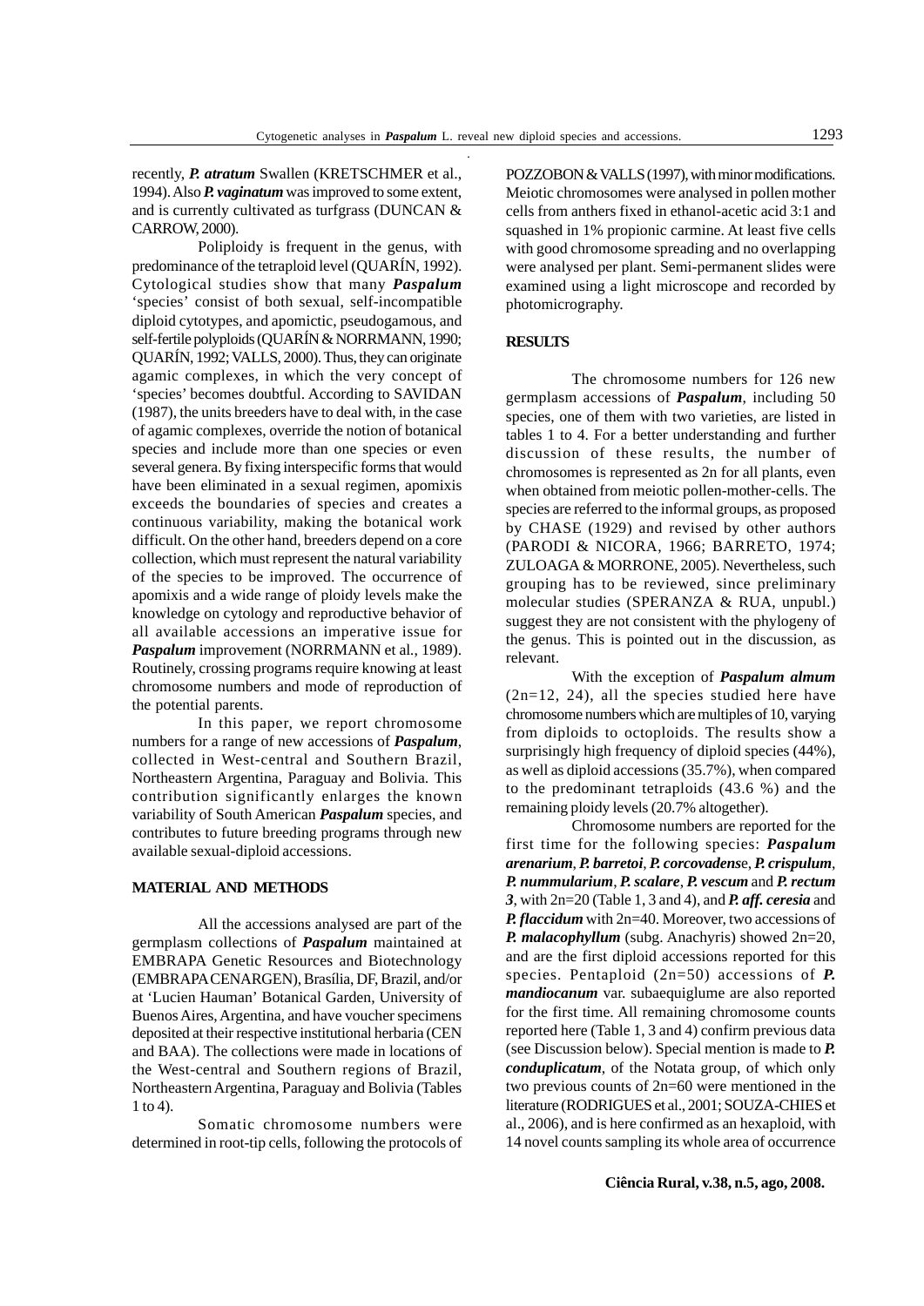recently, ***P. atratum*** Swallen (KRETSCHMER et al., 1994). Also ***P. vaginatum*** was improved to some extent, and is currently cultivated as turfgrass (DUNCAN & CARROW, 2000).

Poliploidy is frequent in the genus, with predominance of the tetraploid level (QUARÍN, 1992). Cytological studies show that many ***Paspalum*** 'species' consist of both sexual, self-incompatible diploid cytotypes, and apomictic, pseudogamous, and self-fertile polyploids (QUARÍN & NORRMANN, 1990; QUARÍN, 1992; VALLS, 2000). Thus, they can originate agamic complexes, in which the very concept of 'species' becomes doubtful. According to SAVIDAN (1987), the units breeders have to deal with, in the case of agamic complexes, override the notion of botanical species and include more than one species or even several genera. By fixing interspecific forms that would have been eliminated in a sexual regimen, apomixis exceeds the boundaries of species and creates a continuous variability, making the botanical work difficult. On the other hand, breeders depend on a core collection, which must represent the natural variability of the species to be improved. The occurrence of apomixis and a wide range of ploidy levels make the knowledge on cytology and reproductive behavior of all available accessions an imperative issue for ***Paspalum*** improvement (NORRMANN et al., 1989). Routinely, crossing programs require knowing at least chromosome numbers and mode of reproduction of the potential parents.

In this paper, we report chromosome numbers for a range of new accessions of ***Paspalum***, collected in West-central and Southern Brazil, Northeastern Argentina, Paraguay and Bolivia. This contribution significantly enlarges the known variability of South American ***Paspalum*** species, and contributes to future breeding programs through new available sexual-diploid accessions.

## MATERIAL AND METHODS

All the accessions analysed are part of the germplasm collections of ***Paspalum*** maintained at EMBRAPA Genetic Resources and Biotechnology (EMBRAPA CENARGEN), Brasília, DF, Brazil, and/or at 'Lucien Hauman' Botanical Garden, University of Buenos Aires, Argentina, and have voucher specimens deposited at their respective institutional herbaria (CEN and BAA). The collections were made in locations of the West-central and Southern regions of Brazil, Northeastern Argentina, Paraguay and Bolivia (Tables 1 to 4).

Somatic chromosome numbers were determined in root-tip cells, following the protocols of POZZOBON & VALLS (1997), with minor modifications. Meiotic chromosomes were analysed in pollen mother cells from anthers fixed in ethanol-acetic acid 3:1 and squashed in 1% propionic carmine. At least five cells with good chromosome spreading and no overlapping were analysed per plant. Semi-permanent slides were examined using a light microscope and recorded by photomicrography.

## RESULTS

The chromosome numbers for 126 new germplasm accessions of ***Paspalum***, including 50 species, one of them with two varieties, are listed in tables 1 to 4. For a better understanding and further discussion of these results, the number of chromosomes is represented as 2n for all plants, even when obtained from meiotic pollen-mother-cells. The species are referred to the informal groups, as proposed by CHASE (1929) and revised by other authors (PARODI & NICORA, 1966; BARRETO, 1974; ZULOAGA & MORRONE, 2005). Nevertheless, such grouping has to be reviewed, since preliminary molecular studies (SPERANZA & RUA, unpubl.) suggest they are not consistent with the phylogeny of the genus. This is pointed out in the discussion, as relevant.

With the exception of ***Paspalum almum*** (2n=12, 24), all the species studied here have chromosome numbers which are multiples of 10, varying from diploids to octoploids. The results show a surprisingly high frequency of diploid species (44%), as well as diploid accessions (35.7%), when compared to the predominant tetraploids (43.6 %) and the remaining ploidy levels (20.7% altogether).

Chromosome numbers are reported for the first time for the following species: ***Paspalum arenarium***, ***P. barretoi***, ***P. corcovadens***e, ***P. crispulum***, ***P. nummularium***, ***P. scalare***, ***P. vescum*** and ***P. rectum 3***, with 2n=20 (Table 1, 3 and 4), and ***P. aff. ceresia*** and ***P. flaccidum*** with 2n=40. Moreover, two accessions of ***P. malacophyllum*** (subg. Anachyris) showed 2n=20, and are the first diploid accessions reported for this species. Pentaploid (2n=50) accessions of ***P. mandiocanum*** var. subaequiglume are also reported for the first time. All remaining chromosome counts reported here (Table 1, 3 and 4) confirm previous data (see Discussion below). Special mention is made to ***P. conduplicatum***, of the Notata group, of which only two previous counts of 2n=60 were mentioned in the literature (RODRIGUES et al., 2001; SOUZA-CHIES et al., 2006), and is here confirmed as an hexaploid, with 14 novel counts sampling its whole area of occurrence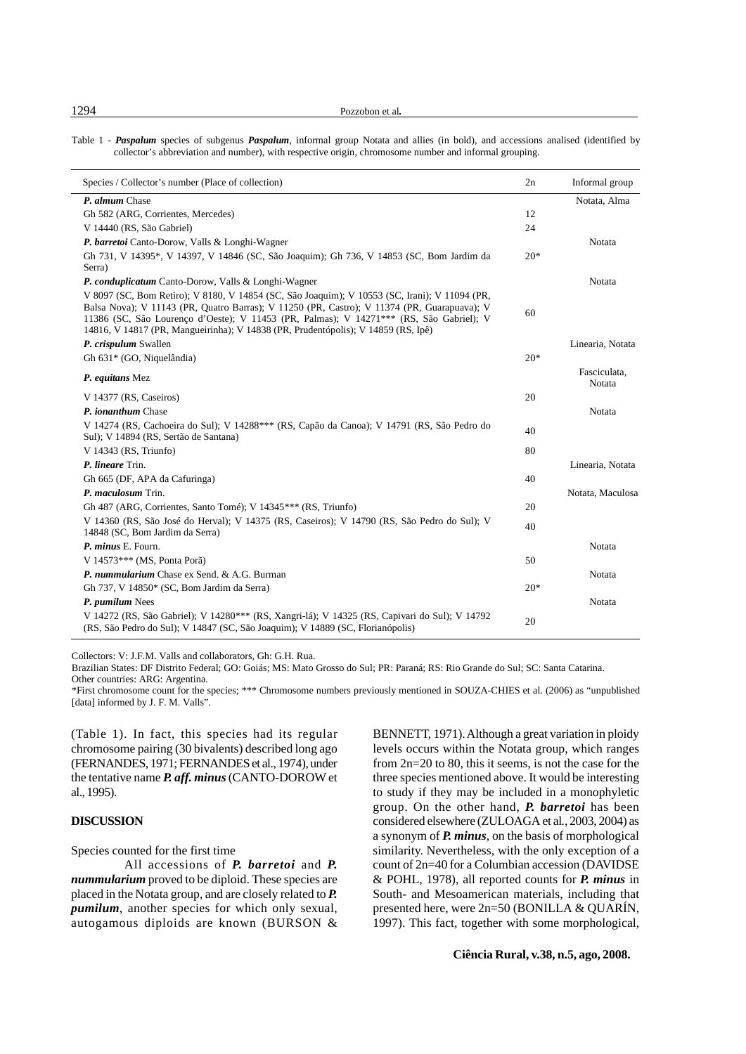Table 1 - ***Paspalum*** species of subgenus ***Paspalum***, informal group Notata and allies (in bold), and accessions analised (identified by collector's abbreviation and number), with respective origin, chromosome number and informal grouping.

| Species / Collector's number (Place of collection) | 2n | Informal group |
|---|---|---|
| ***P. almum*** Chase | | Notata, Alma |
| Gh 582 (ARG, Corrientes, Mercedes) | 12 | |
| V 14440 (RS, São Gabriel) | 24 | |
| ***P. barretoi*** Canto-Dorow, Valls & Longhi-Wagner | | Notata |
| Gh 731, V 14395*, V 14397, V 14846 (SC, São Joaquim); Gh 736, V 14853 (SC, Bom Jardim da Serra) | 20* | |
| ***P. conduplicatum*** Canto-Dorow, Valls & Longhi-Wagner | | Notata |
| V 8097 (SC, Bom Retiro); V 8180, V 14854 (SC, São Joaquim); V 10553 (SC, Irani); V 11094 (PR, Balsa Nova); V 11143 (PR, Quatro Barras); V 11250 (PR, Castro); V 11374 (PR, Guarapuava); V 11386 (SC, São Lourenço d'Oeste); V 11453 (PR, Palmas); V 14271*** (RS, São Gabriel); V 14816, V 14817 (PR, Mangueirinha); V 14838 (PR, Prudentópolis); V 14859 (RS, Ipê) | 60 | |
| ***P. crispulum*** Swallen | | Linearia, Notata |
| Gh 631* (GO, Niquelândia) | 20* | |
| ***P. equitans*** Mez | | Fasciculata, Notata |
| V 14377 (RS, Caseiros) | 20 | |
| ***P. ionanthum*** Chase | | Notata |
| V 14274 (RS, Cachoeira do Sul); V 14288*** (RS, Capão da Canoa); V 14791 (RS, São Pedro do Sul); V 14894 (RS, Sertão de Santana) | 40 | |
| V 14343 (RS, Triunfo) | 80 | |
| ***P. lineare*** Trin. | | Linearia, Notata |
| Gh 665 (DF, APA da Cafuringa) | 40 | |
| ***P. maculosum*** Trin. | | Notata, Maculosa |
| Gh 487 (ARG, Corrientes, Santo Tomé); V 14345*** (RS, Triunfo) | 20 | |
| V 14360 (RS, São José do Herval); V 14375 (RS, Caseiros); V 14790 (RS, São Pedro do Sul); V 14848 (SC, Bom Jardim da Serra) | 40 | |
| ***P. minus*** E. Fourn. | | Notata |
| V 14573*** (MS, Ponta Porã) | 50 | |
| ***P. nummularium*** Chase ex Send. & A.G. Burman | | Notata |
| Gh 737, V 14850* (SC, Bom Jardim da Serra) | 20* | |
| ***P. pumilum*** Nees | | Notata |
| V 14272 (RS, São Gabriel); V 14280*** (RS, Xangri-lá); V 14325 (RS, Capivari do Sul); V 14792 (RS, São Pedro do Sul); V 14847 (SC, São Joaquim); V 14889 (SC, Florianópolis) | 20 | |

Collectors: V: J.F.M. Valls and collaborators, Gh: G.H. Rua.
Brazilian States: DF Distrito Federal; GO: Goiás; MS: Mato Grosso do Sul; PR: Paraná; RS: Rio Grande do Sul; SC: Santa Catarina.
Other countries: ARG: Argentina.
*First chromosome count for the species; *** Chromosome numbers previously mentioned in SOUZA-CHIES et al. (2006) as "unpublished [data] informed by J. F. M. Valls".

(Table 1). In fact, this species had its regular chromosome pairing (30 bivalents) described long ago (FERNANDES, 1971; FERNANDES et al., 1974), under the tentative name ***P. aff. minus*** (CANTO-DOROW et al., 1995).

## DISCUSSION

Species counted for the first time

All accessions of ***P. barretoi*** and ***P. nummularium*** proved to be diploid. These species are placed in the Notata group, and are closely related to ***P. pumilum***, another species for which only sexual, autogamous diploids are known (BURSON & BENNETT, 1971). Although a great variation in ploidy levels occurs within the Notata group, which ranges from 2n=20 to 80, this it seems, is not the case for the three species mentioned above. It would be interesting to study if they may be included in a monophyletic group. On the other hand, ***P. barretoi*** has been considered elsewhere (ZULOAGA et al., 2003, 2004) as a synonym of ***P. minus***, on the basis of morphological similarity. Nevertheless, with the only exception of a count of 2n=40 for a Columbian accession (DAVIDSE & POHL, 1978), all reported counts for ***P. minus*** in South- and Mesoamerican materials, including that presented here, were 2n=50 (BONILLA & QUARÍN, 1997). This fact, together with some morphological,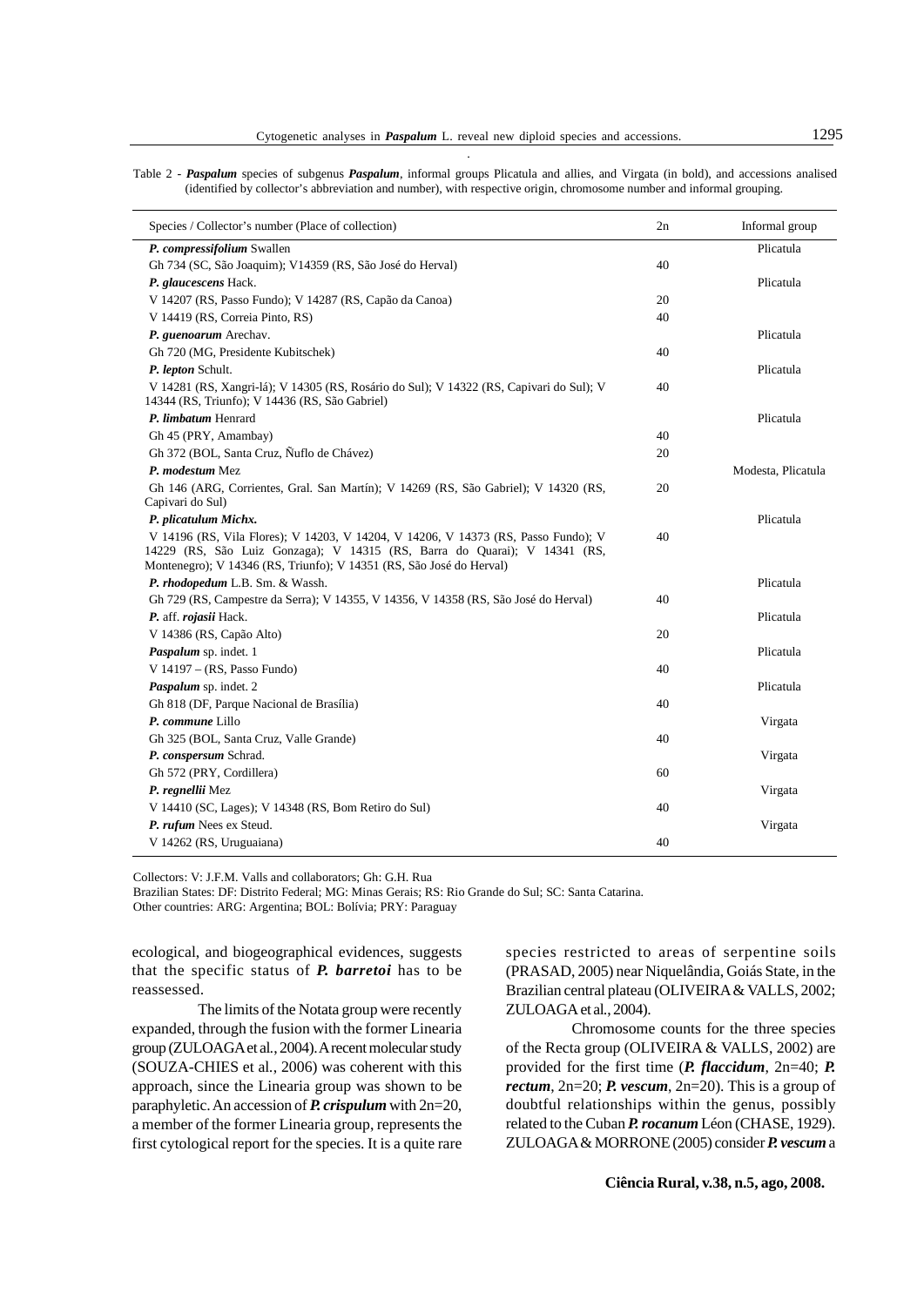Table 2 - ***Paspalum*** species of subgenus ***Paspalum***, informal groups Plicatula and allies, and Virgata (in bold), and accessions analised (identified by collector's abbreviation and number), with respective origin, chromosome number and informal grouping.

| Species / Collector's number (Place of collection) | 2n | Informal group |
|---|---|---|
| ***P. compressifolium*** Swallen | | Plicatula |
| Gh 734 (SC, São Joaquim); V14359 (RS, São José do Herval) | 40 | |
| ***P. glaucescens*** Hack. | | Plicatula |
| V 14207 (RS, Passo Fundo); V 14287 (RS, Capão da Canoa) | 20 | |
| V 14419 (RS, Correia Pinto, RS) | 40 | |
| ***P. guenoarum*** Arechav. | | Plicatula |
| Gh 720 (MG, Presidente Kubitschek) | 40 | |
| ***P. lepton*** Schult. | | Plicatula |
| V 14281 (RS, Xangri-lá); V 14305 (RS, Rosário do Sul); V 14322 (RS, Capivari do Sul); V 14344 (RS, Triunfo); V 14436 (RS, São Gabriel) | 40 | |
| ***P. limbatum*** Henrard | | Plicatula |
| Gh 45 (PRY, Amambay) | 40 | |
| Gh 372 (BOL, Santa Cruz, Ñuflo de Chávez) | 20 | |
| ***P. modestum*** Mez | | Modesta, Plicatula |
| Gh 146 (ARG, Corrientes, Gral. San Martín); V 14269 (RS, São Gabriel); V 14320 (RS, Capivari do Sul) | 20 | |
| ***P. plicatulum Michx.*** | | Plicatula |
| V 14196 (RS, Vila Flores); V 14203, V 14204, V 14206, V 14373 (RS, Passo Fundo); V 14229 (RS, São Luiz Gonzaga); V 14315 (RS, Barra do Quarai); V 14341 (RS, Montenegro); V 14346 (RS, Triunfo); V 14351 (RS, São José do Herval) | 40 | |
| ***P. rhodopedum*** L.B. Sm. & Wassh. | | Plicatula |
| Gh 729 (RS, Campestre da Serra); V 14355, V 14356, V 14358 (RS, São José do Herval) | 40 | |
| ***P.*** aff. ***rojasii*** Hack. | | Plicatula |
| V 14386 (RS, Capão Alto) | 20 | |
| ***Paspalum*** sp. indet. 1 | | Plicatula |
| V 14197 – (RS, Passo Fundo) | 40 | |
| ***Paspalum*** sp. indet. 2 | | Plicatula |
| Gh 818 (DF, Parque Nacional de Brasília) | 40 | |
| ***P. commune*** Lillo | | Virgata |
| Gh 325 (BOL, Santa Cruz, Valle Grande) | 40 | |
| ***P. conspersum*** Schrad. | | Virgata |
| Gh 572 (PRY, Cordillera) | 60 | |
| ***P. regnellii*** Mez | | Virgata |
| V 14410 (SC, Lages); V 14348 (RS, Bom Retiro do Sul) | 40 | |
| ***P. rufum*** Nees ex Steud. | | Virgata |
| V 14262 (RS, Uruguaiana) | 40 | |

Collectors: V: J.F.M. Valls and collaborators; Gh: G.H. Rua
Brazilian States: DF: Distrito Federal; MG: Minas Gerais; RS: Rio Grande do Sul; SC: Santa Catarina.
Other countries: ARG: Argentina; BOL: Bolívia; PRY: Paraguay

ecological, and biogeographical evidences, suggests that the specific status of ***P. barretoi*** has to be reassessed.

The limits of the Notata group were recently expanded, through the fusion with the former Linearia group (ZULOAGA et al., 2004). A recent molecular study (SOUZA-CHIES et al., 2006) was coherent with this approach, since the Linearia group was shown to be paraphyletic. An accession of ***P. crispulum*** with 2n=20, a member of the former Linearia group, represents the first cytological report for the species. It is a quite rare species restricted to areas of serpentine soils (PRASAD, 2005) near Niquelândia, Goiás State, in the Brazilian central plateau (OLIVEIRA & VALLS, 2002; ZULOAGA et al., 2004).

Chromosome counts for the three species of the Recta group (OLIVEIRA & VALLS, 2002) are provided for the first time (***P. flaccidum***, 2n=40; ***P. rectum***, 2n=20; ***P. vescum***, 2n=20). This is a group of doubtful relationships within the genus, possibly related to the Cuban ***P. rocanum*** Léon (CHASE, 1929). ZULOAGA & MORRONE (2005) consider ***P. vescum*** a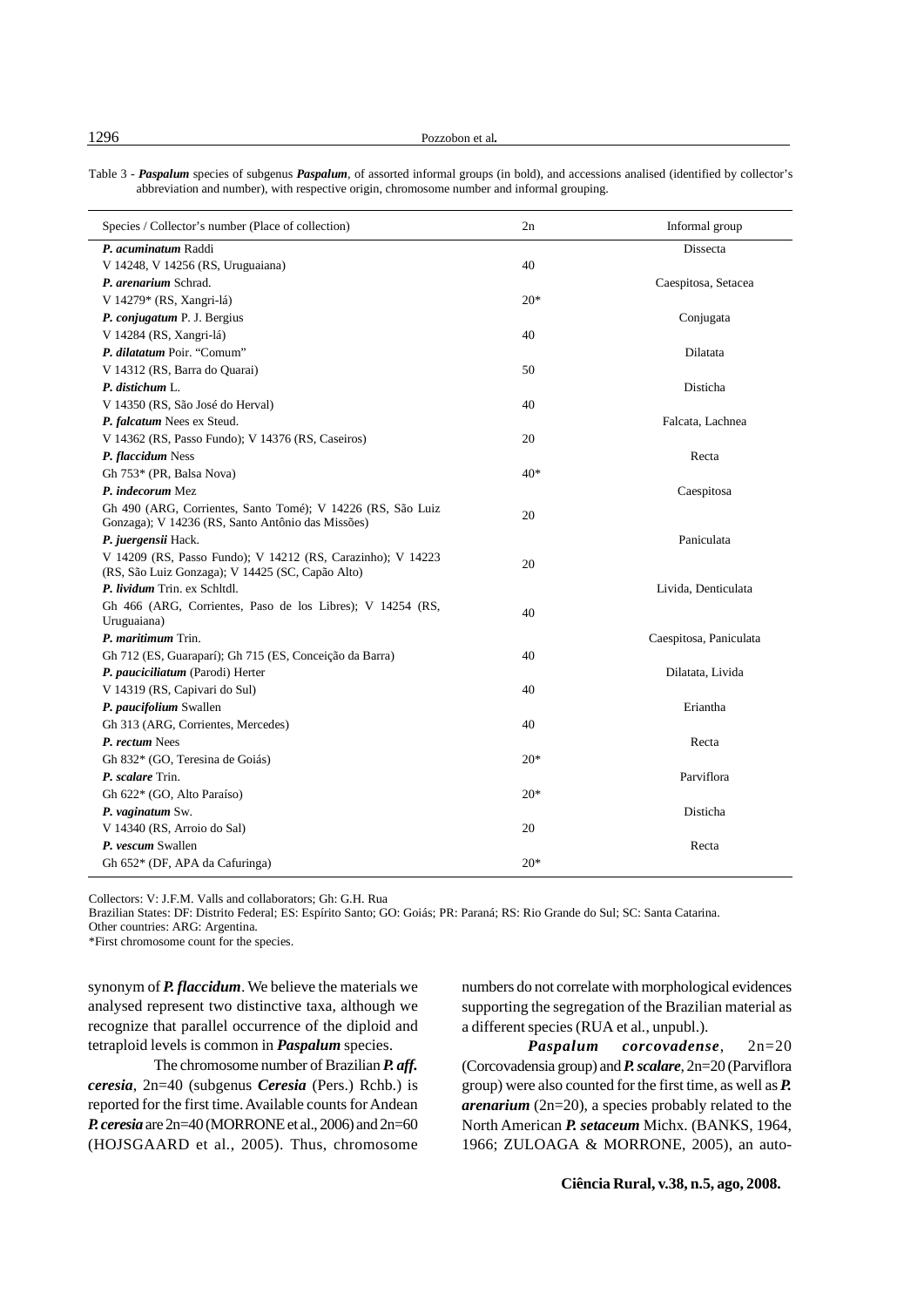Table 3 - ***Paspalum*** species of subgenus ***Paspalum***, of assorted informal groups (in bold), and accessions analised (identified by collector's abbreviation and number), with respective origin, chromosome number and informal grouping.

| Species / Collector's number (Place of collection) | 2n | Informal group |
|---|---|---|
| ***P. acuminatum*** Raddi | | Dissecta |
| V 14248, V 14256 (RS, Uruguaiana) | 40 | |
| ***P. arenarium*** Schrad. | | Caespitosa, Setacea |
| V 14279* (RS, Xangri-lá) | 20* | |
| ***P. conjugatum*** P. J. Bergius | | Conjugata |
| V 14284 (RS, Xangri-lá) | 40 | |
| ***P. dilatatum*** Poir. "Comum" | | Dilatata |
| V 14312 (RS, Barra do Quarai) | 50 | |
| ***P. distichum*** L. | | Disticha |
| V 14350 (RS, São José do Herval) | 40 | |
| ***P. falcatum*** Nees ex Steud. | | Falcata, Lachnea |
| V 14362 (RS, Passo Fundo); V 14376 (RS, Caseiros) | 20 | |
| ***P. flaccidum*** Ness | | Recta |
| Gh 753* (PR, Balsa Nova) | 40* | |
| ***P. indecorum*** Mez | | Caespitosa |
| Gh 490 (ARG, Corrientes, Santo Tomé); V 14226 (RS, São Luiz Gonzaga); V 14236 (RS, Santo Antônio das Missões) | 20 | |
| ***P. juergensii*** Hack. | | Paniculata |
| V 14209 (RS, Passo Fundo); V 14212 (RS, Carazinho); V 14223 (RS, São Luiz Gonzaga); V 14425 (SC, Capão Alto) | 20 | |
| ***P. lividum*** Trin. ex Schltdl. | | Livida, Denticulata |
| Gh 466 (ARG, Corrientes, Paso de los Libres); V 14254 (RS, Uruguaiana) | 40 | |
| ***P. maritimum*** Trin. | | Caespitosa, Paniculata |
| Gh 712 (ES, Guaraparí); Gh 715 (ES, Conceição da Barra) | 40 | |
| ***P. pauciciliatum*** (Parodi) Herter | | Dilatata, Livida |
| V 14319 (RS, Capivari do Sul) | 40 | |
| ***P. paucifolium*** Swallen | | Eriantha |
| Gh 313 (ARG, Corrientes, Mercedes) | 40 | |
| ***P. rectum*** Nees | | Recta |
| Gh 832* (GO, Teresina de Goiás) | 20* | |
| ***P. scalare*** Trin. | | Parviflora |
| Gh 622* (GO, Alto Paraíso) | 20* | |
| ***P. vaginatum*** Sw. | | Disticha |
| V 14340 (RS, Arroio do Sal) | 20 | |
| ***P. vescum*** Swallen | | Recta |
| Gh 652* (DF, APA da Cafuringa) | 20* | |

Collectors: V: J.F.M. Valls and collaborators; Gh: G.H. Rua
Brazilian States: DF: Distrito Federal; ES: Espírito Santo; GO: Goiás; PR: Paraná; RS: Rio Grande do Sul; SC: Santa Catarina.
Other countries: ARG: Argentina.
*First chromosome count for the species.

synonym of ***P. flaccidum***. We believe the materials we analysed represent two distinctive taxa, although we recognize that parallel occurrence of the diploid and tetraploid levels is common in ***Paspalum*** species.

The chromosome number of Brazilian ***P. aff. ceresia***, 2n=40 (subgenus ***Ceresia*** (Pers.) Rchb.) is reported for the first time. Available counts for Andean ***P. ceresia*** are 2n=40 (MORRONE et al., 2006) and 2n=60 (HOJSGAARD et al., 2005). Thus, chromosome numbers do not correlate with morphological evidences supporting the segregation of the Brazilian material as a different species (RUA et al., unpubl.).

***Paspalum corcovadense***, 2n=20 (Corcovadensia group) and ***P. scalare***, 2n=20 (Parviflora group) were also counted for the first time, as well as ***P. arenarium*** (2n=20), a species probably related to the North American ***P. setaceum*** Michx. (BANKS, 1964, 1966; ZULOAGA & MORRONE, 2005), an auto-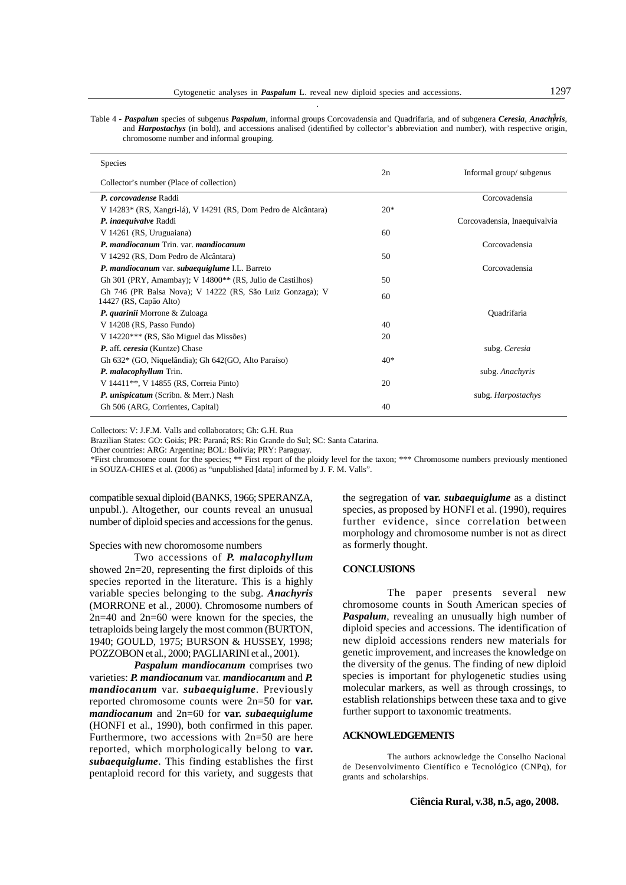Table 4 - ***Paspalum*** species of subgenus ***Paspalum***, informal groups Corcovadensia and Quadrifaria, and of subgenera ***Ceresia***, ***Anachyris***, and ***Harpostachys*** (in bold), and accessions analised (identified by collector's abbreviation and number), with respective origin, chromosome number and informal grouping.

| Species<br>Collector's number (Place of collection) | 2n | Informal group/ subgenus |
|---|---|---|
| ***P. corcovadense*** Raddi | | Corcovadensia |
| V 14283* (RS, Xangri-lá), V 14291 (RS, Dom Pedro de Alcântara) | 20* | |
| ***P. inaequivalve*** Raddi | | Corcovadensia, Inaequivalvia |
| V 14261 (RS, Uruguaiana) | 60 | |
| ***P. mandiocanum*** Trin. var. ***mandiocanum*** | | Corcovadensia |
| V 14292 (RS, Dom Pedro de Alcântara) | 50 | |
| ***P. mandiocanum*** var. ***subaequiglume*** I.L. Barreto | | Corcovadensia |
| Gh 301 (PRY, Amambay); V 14800** (RS, Julio de Castilhos) | 50 | |
| Gh 746 (PR Balsa Nova); V 14222 (RS, São Luiz Gonzaga); V 14427 (RS, Capão Alto) | 60 | |
| ***P. quarinii*** Morrone & Zuloaga | | Quadrifaria |
| V 14208 (RS, Passo Fundo) | 40 | |
| V 14220*** (RS, São Miguel das Missões) | 20 | |
| ***P.*** aff***. ceresia*** (Kuntze) Chase | | subg. *Ceresia* |
| Gh 632* (GO, Niquelândia); Gh 642(GO, Alto Paraíso) | 40* | |
| ***P. malacophyllum*** Trin. | | subg. *Anachyris* |
| V 14411**, V 14855 (RS, Correia Pinto) | 20 | |
| ***P. unispicatum*** (Scribn. & Merr.) Nash | | subg. *Harpostachys* |
| Gh 506 (ARG, Corrientes, Capital) | 40 | |

Collectors: V: J.F.M. Valls and collaborators; Gh: G.H. Rua

Brazilian States: GO: Goiás; PR: Paraná; RS: Rio Grande do Sul; SC: Santa Catarina.

Other countries: ARG: Argentina; BOL: Bolívia; PRY: Paraguay.

*First chromosome count for the species; ** First report of the ploidy level for the taxon; *** Chromosome numbers previously mentioned in SOUZA-CHIES et al. (2006) as "unpublished [data] informed by J. F. M. Valls".

compatible sexual diploid (BANKS, 1966; SPERANZA, unpubl.). Altogether, our counts reveal an unusual number of diploid species and accessions for the genus.

Species with new choromosome numbers

Two accessions of ***P. malacophyllum*** showed 2n=20, representing the first diploids of this species reported in the literature. This is a highly variable species belonging to the subg. ***Anachyris*** (MORRONE et al., 2000). Chromosome numbers of 2n=40 and 2n=60 were known for the species, the tetraploids being largely the most common (BURTON, 1940; GOULD, 1975; BURSON & HUSSEY, 1998; POZZOBON et al., 2000; PAGLIARINI et al., 2001).

***Paspalum mandiocanum*** comprises two varieties: ***P. mandiocanum*** var. ***mandiocanum*** and ***P. mandiocanum*** var. ***subaequiglume***. Previously reported chromosome counts were 2n=50 for **var. *mandiocanum*** and 2n=60 for **var. *subaequiglume*** (HONFI et al., 1990), both confirmed in this paper. Furthermore, two accessions with 2n=50 are here reported, which morphologically belong to **var. *subaequiglume***. This finding establishes the first pentaploid record for this variety, and suggests that the segregation of **var. *subaequiglume*** as a distinct species, as proposed by HONFI et al. (1990), requires further evidence, since correlation between morphology and chromosome number is not as direct as formerly thought.

## CONCLUSIONS

The paper presents several new chromosome counts in South American species of ***Paspalum***, revealing an unusually high number of diploid species and accessions. The identification of new diploid accessions renders new materials for genetic improvement, and increases the knowledge on the diversity of the genus. The finding of new diploid species is important for phylogenetic studies using molecular markers, as well as through crossings, to establish relationships between these taxa and to give further support to taxonomic treatments.

## ACKNOWLEDGEMENTS

The authors acknowledge the Conselho Nacional de Desenvolvimento Científico e Tecnológico (CNPq), for grants and scholarships.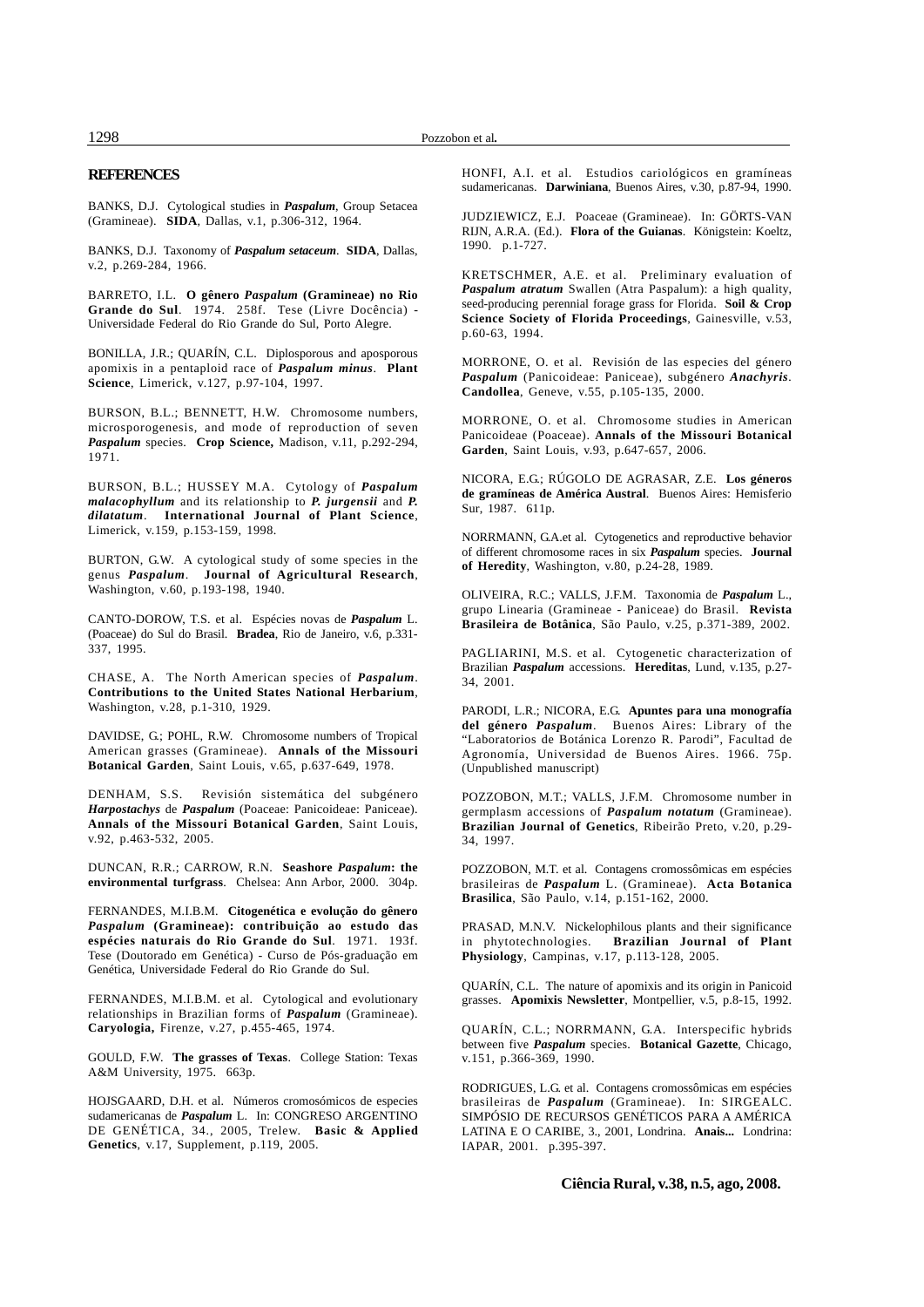## REFERENCES

BANKS, D.J. Cytological studies in ***Paspalum***, Group Setacea (Gramineae). **SIDA**, Dallas, v.1, p.306-312, 1964.

BANKS, D.J. Taxonomy of ***Paspalum setaceum***. **SIDA**, Dallas, v.2, p.269-284, 1966.

BARRETO, I.L. **O gênero *Paspalum* (Gramineae) no Rio Grande do Sul**. 1974. 258f. Tese (Livre Docência) - Universidade Federal do Rio Grande do Sul, Porto Alegre.

BONILLA, J.R.; QUARÍN, C.L. Diplosporous and aposporous apomixis in a pentaploid race of ***Paspalum minus***. **Plant Science**, Limerick, v.127, p.97-104, 1997.

BURSON, B.L.; BENNETT, H.W. Chromosome numbers, microsporogenesis, and mode of reproduction of seven ***Paspalum*** species. **Crop Science,** Madison, v.11, p.292-294, 1971.

BURSON, B.L.; HUSSEY M.A. Cytology of ***Paspalum malacophyllum*** and its relationship to ***P. jurgensii*** and ***P. dilatatum***. **International Journal of Plant Science**, Limerick, v.159, p.153-159, 1998.

BURTON, G.W. A cytological study of some species in the genus ***Paspalum***. **Journal of Agricultural Research**, Washington, v.60, p.193-198, 1940.

CANTO-DOROW, T.S. et al. Espécies novas de ***Paspalum*** L. (Poaceae) do Sul do Brasil. **Bradea**, Rio de Janeiro, v.6, p.331-337, 1995.

CHASE, A. The North American species of ***Paspalum***. **Contributions to the United States National Herbarium**, Washington, v.28, p.1-310, 1929.

DAVIDSE, G.; POHL, R.W. Chromosome numbers of Tropical American grasses (Gramineae). **Annals of the Missouri Botanical Garden**, Saint Louis, v.65, p.637-649, 1978.

DENHAM, S.S. Revisión sistemática del subgénero ***Harpostachys*** de ***Paspalum*** (Poaceae: Panicoideae: Paniceae). **Annals of the Missouri Botanical Garden**, Saint Louis, v.92, p.463-532, 2005.

DUNCAN, R.R.; CARROW, R.N. **Seashore *Paspalum*: the environmental turfgrass**. Chelsea: Ann Arbor, 2000. 304p.

FERNANDES, M.I.B.M. **Citogenética e evolução do gênero *Paspalum* (Gramineae): contribuição ao estudo das espécies naturais do Rio Grande do Sul**. 1971. 193f. Tese (Doutorado em Genética) - Curso de Pós-graduação em Genética, Universidade Federal do Rio Grande do Sul.

FERNANDES, M.I.B.M. et al. Cytological and evolutionary relationships in Brazilian forms of ***Paspalum*** (Gramineae). **Caryologia,** Firenze, v.27, p.455-465, 1974.

GOULD, F.W. **The grasses of Texas**. College Station: Texas A&M University, 1975. 663p.

HOJSGAARD, D.H. et al. Números cromosómicos de especies sudamericanas de ***Paspalum*** L. In: CONGRESO ARGENTINO DE GENÉTICA, 34., 2005, Trelew. **Basic & Applied Genetics**, v.17, Supplement, p.119, 2005.

HONFI, A.I. et al. Estudios cariológicos en gramíneas sudamericanas. **Darwiniana**, Buenos Aires, v.30, p.87-94, 1990.

JUDZIEWICZ, E.J. Poaceae (Gramineae). In: GÖRTS-VAN RIJN, A.R.A. (Ed.). **Flora of the Guianas**. Königstein: Koeltz, 1990. p.1-727.

KRETSCHMER, A.E. et al. Preliminary evaluation of ***Paspalum atratum*** Swallen (Atra Paspalum): a high quality, seed-producing perennial forage grass for Florida. **Soil & Crop Science Society of Florida Proceedings**, Gainesville, v.53, p.60-63, 1994.

MORRONE, O. et al. Revisión de las especies del género ***Paspalum*** (Panicoideae: Paniceae), subgénero ***Anachyris***. **Candollea**, Geneve, v.55, p.105-135, 2000.

MORRONE, O. et al. Chromosome studies in American Panicoideae (Poaceae). **Annals of the Missouri Botanical Garden**, Saint Louis, v.93, p.647-657, 2006.

NICORA, E.G.; RÚGOLO DE AGRASAR, Z.E. **Los géneros de gramíneas de América Austral**. Buenos Aires: Hemisferio Sur, 1987. 611p.

NORRMANN, G.A.et al. Cytogenetics and reproductive behavior of different chromosome races in six ***Paspalum*** species. **Journal of Heredity**, Washington, v.80, p.24-28, 1989.

OLIVEIRA, R.C.; VALLS, J.F.M. Taxonomia de ***Paspalum*** L., grupo Linearia (Gramineae - Paniceae) do Brasil. **Revista Brasileira de Botânica**, São Paulo, v.25, p.371-389, 2002.

PAGLIARINI, M.S. et al. Cytogenetic characterization of Brazilian ***Paspalum*** accessions. **Hereditas**, Lund, v.135, p.27-34, 2001.

PARODI, L.R.; NICORA, E.G. **Apuntes para una monografía del género *Paspalum***. Buenos Aires: Library of the "Laboratorios de Botánica Lorenzo R. Parodi", Facultad de Agronomía, Universidad de Buenos Aires. 1966. 75p. (Unpublished manuscript)

POZZOBON, M.T.; VALLS, J.F.M. Chromosome number in germplasm accessions of ***Paspalum notatum*** (Gramineae). **Brazilian Journal of Genetics**, Ribeirão Preto, v.20, p.29-34, 1997.

POZZOBON, M.T. et al. Contagens cromossômicas em espécies brasileiras de ***Paspalum*** L. (Gramineae). **Acta Botanica Brasilica**, São Paulo, v.14, p.151-162, 2000.

PRASAD, M.N.V. Nickelophilous plants and their significance in phytotechnologies. **Brazilian Journal of Plant Physiology**, Campinas, v.17, p.113-128, 2005.

QUARÍN, C.L. The nature of apomixis and its origin in Panicoid grasses. **Apomixis Newsletter**, Montpellier, v.5, p.8-15, 1992.

QUARÍN, C.L.; NORRMANN, G.A. Interspecific hybrids between five ***Paspalum*** species. **Botanical Gazette**, Chicago, v.151, p.366-369, 1990.

RODRIGUES, L.G. et al. Contagens cromossômicas em espécies brasileiras de ***Paspalum*** (Gramineae). In: SIRGEALC. SIMPÓSIO DE RECURSOS GENÉTICOS PARA A AMÉRICA LATINA E O CARIBE, 3., 2001, Londrina. **Anais...** Londrina: IAPAR, 2001. p.395-397.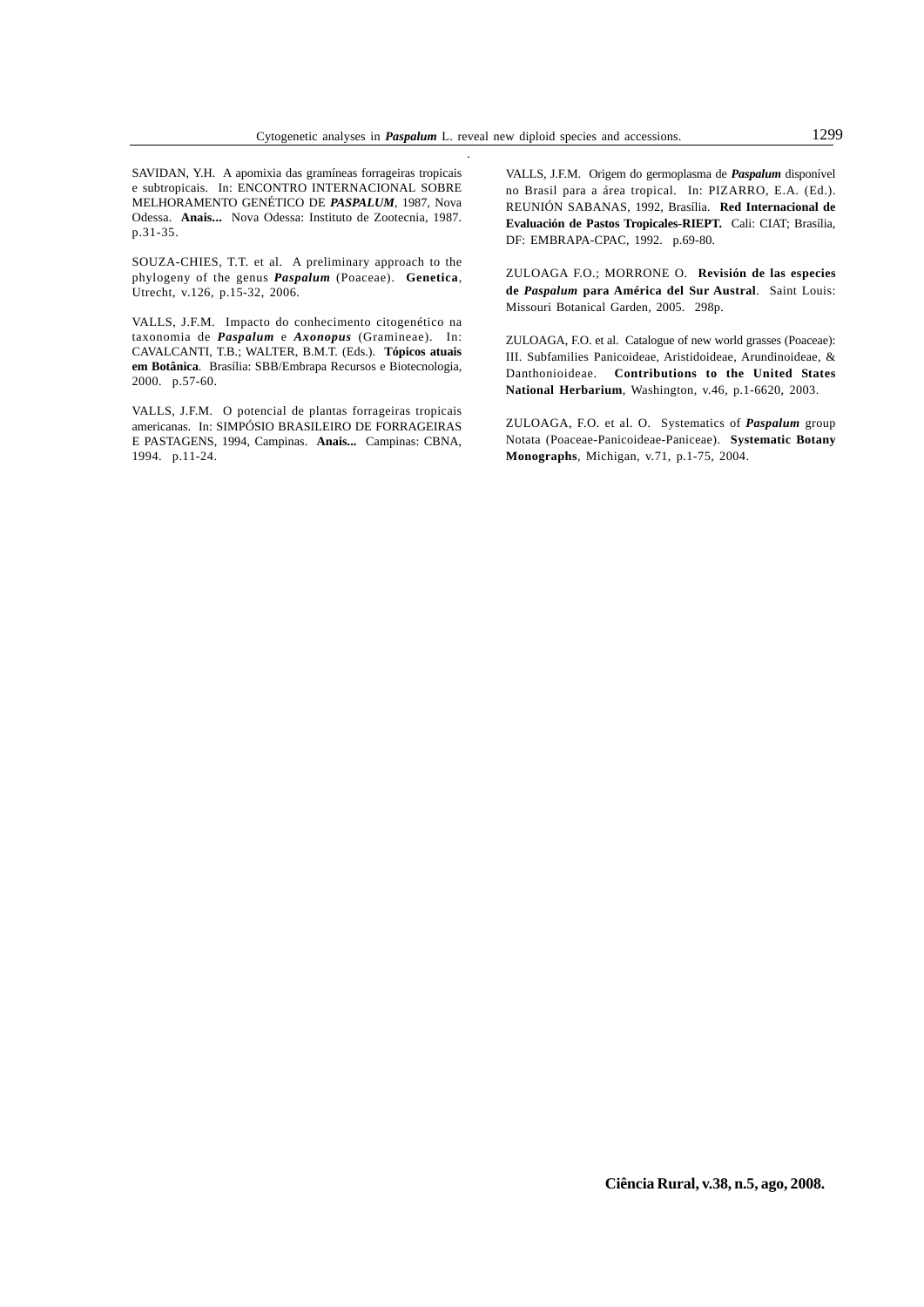SAVIDAN, Y.H. A apomixia das gramíneas forrageiras tropicais e subtropicais. In: ENCONTRO INTERNACIONAL SOBRE MELHORAMENTO GENÉTICO DE ***PASPALUM***, 1987, Nova Odessa. **Anais...** Nova Odessa: Instituto de Zootecnia, 1987. p.31-35.

SOUZA-CHIES, T.T. et al. A preliminary approach to the phylogeny of the genus ***Paspalum*** (Poaceae). **Genetica**, Utrecht, v.126, p.15-32, 2006.

VALLS, J.F.M. Impacto do conhecimento citogenético na taxonomia de ***Paspalum*** e ***Axonopus*** (Gramineae). In: CAVALCANTI, T.B.; WALTER, B.M.T. (Eds.). **Tópicos atuais em Botânica**. Brasília: SBB/Embrapa Recursos e Biotecnologia, 2000. p.57-60.

VALLS, J.F.M. O potencial de plantas forrageiras tropicais americanas. In: SIMPÓSIO BRASILEIRO DE FORRAGEIRAS E PASTAGENS, 1994, Campinas. **Anais...** Campinas: CBNA, 1994. p.11-24.

VALLS, J.F.M. Origem do germoplasma de ***Paspalum*** disponível no Brasil para a área tropical. In: PIZARRO, E.A. (Ed.). REUNIÓN SABANAS, 1992, Brasília. **Red Internacional de Evaluación de Pastos Tropicales-RIEPT.** Cali: CIAT; Brasília, DF: EMBRAPA-CPAC, 1992. p.69-80.

ZULOAGA F.O.; MORRONE O. **Revisión de las especies de *Paspalum* para América del Sur Austral**. Saint Louis: Missouri Botanical Garden, 2005. 298p.

ZULOAGA, F.O. et al. Catalogue of new world grasses (Poaceae): III. Subfamilies Panicoideae, Aristidoideae, Arundinoideae, & Danthonioideae. **Contributions to the United States National Herbarium**, Washington, v.46, p.1-6620, 2003.

ZULOAGA, F.O. et al. O. Systematics of ***Paspalum*** group Notata (Poaceae-Panicoideae-Paniceae). **Systematic Botany Monographs**, Michigan, v.71, p.1-75, 2004.